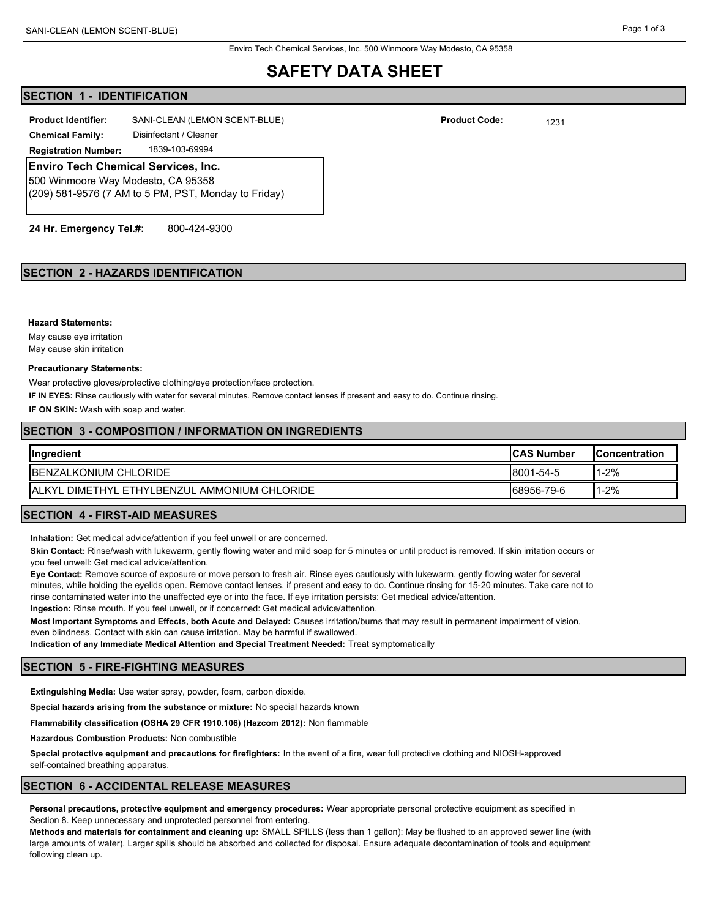# SAFETY DATA SHEET

## SECTION 1 - IDENTIFICATION

**Product Identifier:** SANI-CLEAN (LEMON SCENT-BLUE)

**Product Code:** 1231

**Chemical Family:** Disinfectant / Cleaner

**Registration Number:** 1839-103-69994

**Enviro Tech Chemical Services, Inc.**
500 Winmoore Way Modesto, CA 95358
(209) 581-9576 (7 AM to 5 PM, PST, Monday to Friday)

**24 Hr. Emergency Tel.#:** 800-424-9300

## SECTION 2 - HAZARDS IDENTIFICATION

**Hazard Statements:**

May cause eye irritation
May cause skin irritation

**Precautionary Statements:**

Wear protective gloves/protective clothing/eye protection/face protection.

**IF IN EYES:** Rinse cautiously with water for several minutes. Remove contact lenses if present and easy to do. Continue rinsing.

**IF ON SKIN:** Wash with soap and water.

## SECTION 3 - COMPOSITION / INFORMATION ON INGREDIENTS

| Ingredient | CAS Number | Concentration |
| --- | --- | --- |
| BENZALKONIUM CHLORIDE | 8001-54-5 | 1-2% |
| ALKYL DIMETHYL ETHYLBENZUL AMMONIUM CHLORIDE | 68956-79-6 | 1-2% |

## SECTION 4 - FIRST-AID MEASURES

**Inhalation:** Get medical advice/attention if you feel unwell or are concerned.

**Skin Contact:** Rinse/wash with lukewarm, gently flowing water and mild soap for 5 minutes or until product is removed. If skin irritation occurs or you feel unwell: Get medical advice/attention.

**Eye Contact:** Remove source of exposure or move person to fresh air. Rinse eyes cautiously with lukewarm, gently flowing water for several minutes, while holding the eyelids open. Remove contact lenses, if present and easy to do. Continue rinsing for 15-20 minutes. Take care not to rinse contaminated water into the unaffected eye or into the face. If eye irritation persists: Get medical advice/attention.

**Ingestion:** Rinse mouth. If you feel unwell, or if concerned: Get medical advice/attention.

**Most Important Symptoms and Effects, both Acute and Delayed:** Causes irritation/burns that may result in permanent impairment of vision, even blindness. Contact with skin can cause irritation. May be harmful if swallowed.

**Indication of any Immediate Medical Attention and Special Treatment Needed:** Treat symptomatically

## SECTION 5 - FIRE-FIGHTING MEASURES

**Extinguishing Media:** Use water spray, powder, foam, carbon dioxide.

**Special hazards arising from the substance or mixture:** No special hazards known

**Flammability classification (OSHA 29 CFR 1910.106) (Hazcom 2012):** Non flammable

**Hazardous Combustion Products:** Non combustible

**Special protective equipment and precautions for firefighters:** In the event of a fire, wear full protective clothing and NIOSH-approved self-contained breathing apparatus.

## SECTION 6 - ACCIDENTAL RELEASE MEASURES

**Personal precautions, protective equipment and emergency procedures:** Wear appropriate personal protective equipment as specified in Section 8. Keep unnecessary and unprotected personnel from entering.

**Methods and materials for containment and cleaning up:** SMALL SPILLS (less than 1 gallon): May be flushed to an approved sewer line (with large amounts of water). Larger spills should be absorbed and collected for disposal. Ensure adequate decontamination of tools and equipment following clean up.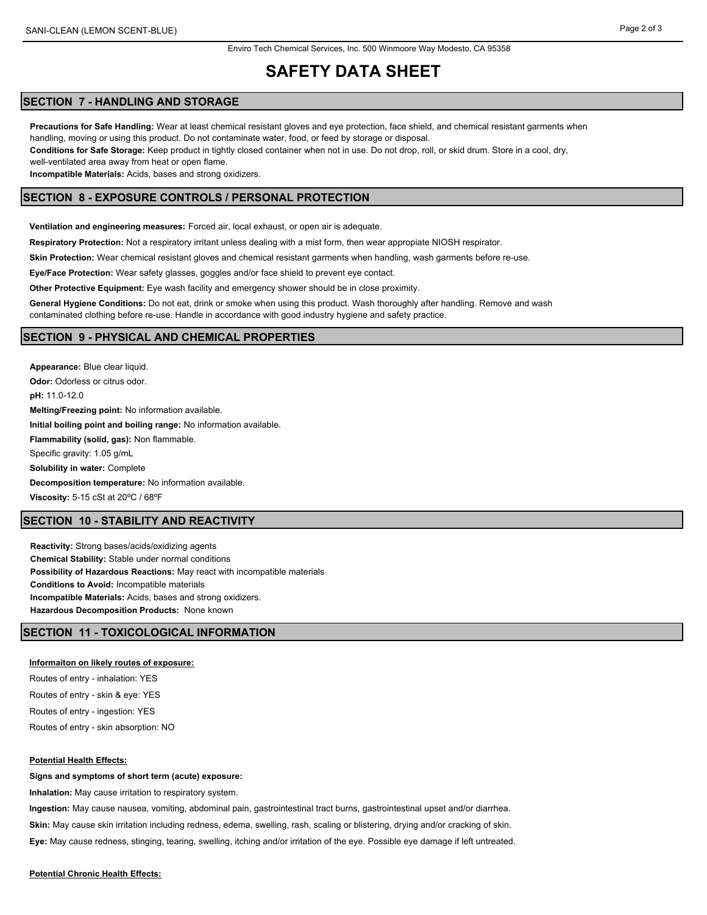## SECTION 7 - HANDLING AND STORAGE

**Precautions for Safe Handling:** Wear at least chemical resistant gloves and eye protection, face shield, and chemical resistant garments when handling, moving or using this product. Do not contaminate water, food, or feed by storage or disposal.

**Conditions for Safe Storage:** Keep product in tightly closed container when not in use. Do not drop, roll, or skid drum. Store in a cool, dry, well-ventilated area away from heat or open flame.

**Incompatible Materials:** Acids, bases and strong oxidizers.

## SECTION 8 - EXPOSURE CONTROLS / PERSONAL PROTECTION

**Ventilation and engineering measures:** Forced air, local exhaust, or open air is adequate.

**Respiratory Protection:** Not a respiratory irritant unless dealing with a mist form, then wear appropiate NIOSH respirator.

**Skin Protection:** Wear chemical resistant gloves and chemical resistant garments when handling, wash garments before re-use.

**Eye/Face Protection:** Wear safety glasses, goggles and/or face shield to prevent eye contact.

**Other Protective Equipment:** Eye wash facility and emergency shower should be in close proximity.

**General Hygiene Conditions:** Do not eat, drink or smoke when using this product. Wash thoroughly after handling. Remove and wash contaminated clothing before re-use. Handle in accordance with good industry hygiene and safety practice.

## SECTION 9 - PHYSICAL AND CHEMICAL PROPERTIES

**Appearance:** Blue clear liquid.

**Odor:** Odorless or citrus odor.

**pH:** 11.0-12.0

**Melting/Freezing point:** No information available.

**Initial boiling point and boiling range:** No information available.

**Flammability (solid, gas):** Non flammable.

Specific gravity: 1.05 g/mL

**Solubility in water:** Complete

**Decomposition temperature:** No information available.

**Viscosity:** 5-15 cSt at 20ºC / 68ºF

## SECTION 10 - STABILITY AND REACTIVITY

**Reactivity:** Strong bases/acids/oxidizing agents

**Chemical Stability:** Stable under normal conditions

**Possibility of Hazardous Reactions:** May react with incompatible materials

**Conditions to Avoid:** Incompatible materials

**Incompatible Materials:** Acids, bases and strong oxidizers.

**Hazardous Decomposition Products:** None known

## SECTION 11 - TOXICOLOGICAL INFORMATION

**Informaiton on likely routes of exposure:**

Routes of entry - inhalation: YES

Routes of entry - skin & eye: YES

Routes of entry - ingestion: YES

Routes of entry - skin absorption: NO

**Potential Health Effects:**

**Signs and symptoms of short term (acute) exposure:**

**Inhalation:** May cause irritation to respiratory system.

**Ingestion:** May cause nausea, vomiting, abdominal pain, gastrointestinal tract burns, gastrointestinal upset and/or diarrhea.

**Skin:** May cause skin irritation including redness, edema, swelling, rash, scaling or blistering, drying and/or cracking of skin.

**Eye:** May cause redness, stinging, tearing, swelling, itching and/or irritation of the eye. Possible eye damage if left untreated.

**Potential Chronic Health Effects:**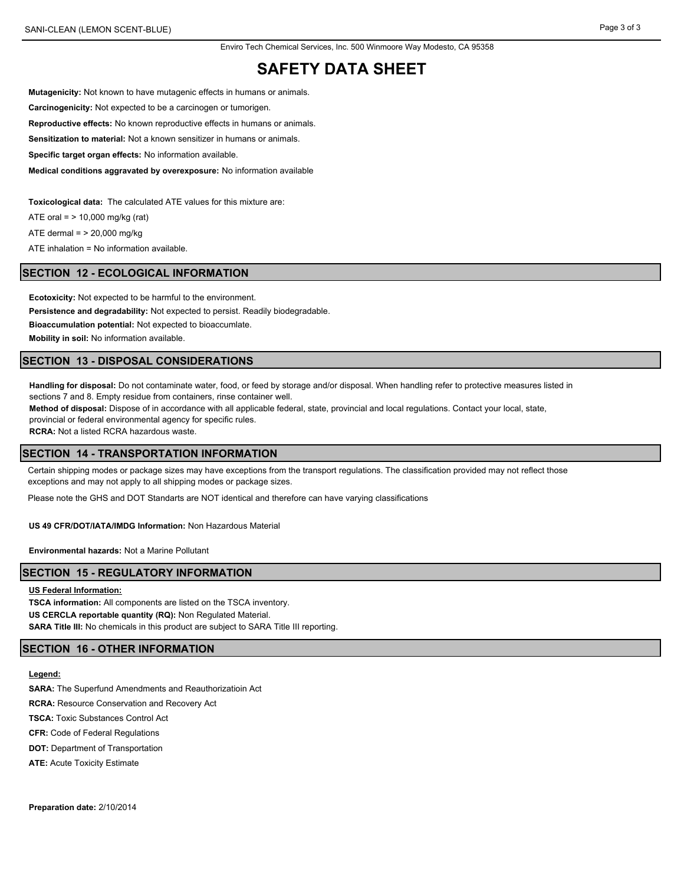# SAFETY DATA SHEET

**Mutagenicity:** Not known to have mutagenic effects in humans or animals.

**Carcinogenicity:** Not expected to be a carcinogen or tumorigen.

**Reproductive effects:** No known reproductive effects in humans or animals.

**Sensitization to material:** Not a known sensitizer in humans or animals.

**Specific target organ effects:** No information available.

**Medical conditions aggravated by overexposure:** No information available

**Toxicological data:** The calculated ATE values for this mixture are:

ATE oral = > 10,000 mg/kg (rat)

ATE dermal = > 20,000 mg/kg

ATE inhalation = No information available.

## SECTION 12 - ECOLOGICAL INFORMATION

**Ecotoxicity:** Not expected to be harmful to the environment.

**Persistence and degradability:** Not expected to persist. Readily biodegradable.

**Bioaccumulation potential:** Not expected to bioaccumlate.

**Mobility in soil:** No information available.

## SECTION 13 - DISPOSAL CONSIDERATIONS

**Handling for disposal:** Do not contaminate water, food, or feed by storage and/or disposal. When handling refer to protective measures listed in sections 7 and 8. Empty residue from containers, rinse container well.

**Method of disposal:** Dispose of in accordance with all applicable federal, state, provincial and local regulations. Contact your local, state, provincial or federal environmental agency for specific rules.

**RCRA:** Not a listed RCRA hazardous waste.

## SECTION 14 - TRANSPORTATION INFORMATION

Certain shipping modes or package sizes may have exceptions from the transport regulations. The classification provided may not reflect those exceptions and may not apply to all shipping modes or package sizes.

Please note the GHS and DOT Standarts are NOT identical and therefore can have varying classifications

**US 49 CFR/DOT/IATA/IMDG Information:** Non Hazardous Material

**Environmental hazards:** Not a Marine Pollutant

## SECTION 15 - REGULATORY INFORMATION

**US Federal Information:**

**TSCA information:** All components are listed on the TSCA inventory.

**US CERCLA reportable quantity (RQ):** Non Regulated Material.

**SARA Title III:** No chemicals in this product are subject to SARA Title III reporting.

## SECTION 16 - OTHER INFORMATION

**Legend:**

**SARA:** The Superfund Amendments and Reauthorizatioin Act

**RCRA:** Resource Conservation and Recovery Act

**TSCA:** Toxic Substances Control Act

**CFR:** Code of Federal Regulations

**DOT:** Department of Transportation

**ATE:** Acute Toxicity Estimate

**Preparation date:** 2/10/2014